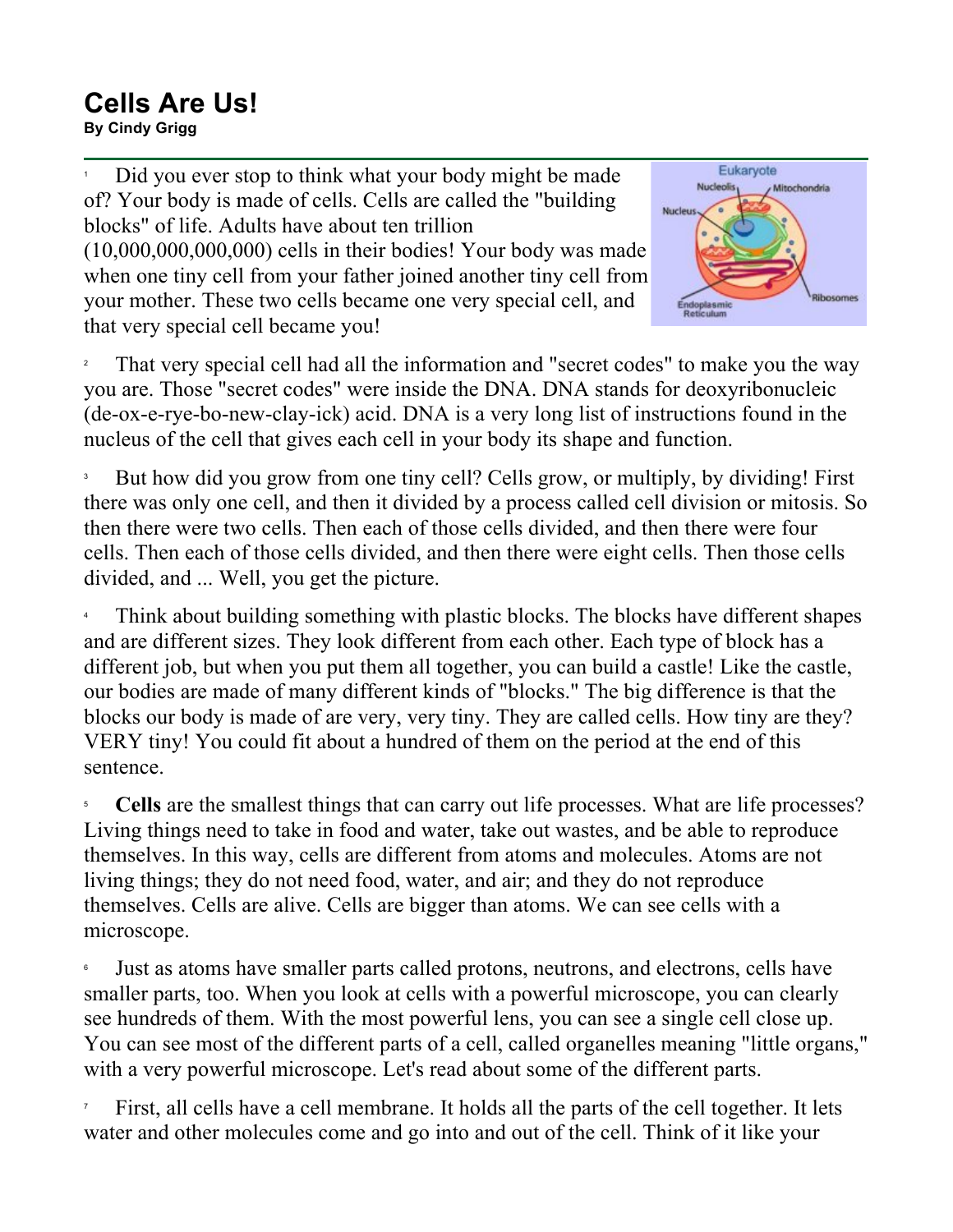# Cells Are Us!

**By Cindy Grigg**

[1] Did you ever stop to think what your body might be made of? Your body is made of cells. Cells are called the "building blocks" of life. Adults have about ten trillion (10,000,000,000,000) cells in their bodies! Your body was made when one tiny cell from your father joined another tiny cell from your mother. These two cells became one very special cell, and that very special cell became you!

[2] That very special cell had all the information and "secret codes" to make you the way you are. Those "secret codes" were inside the DNA. DNA stands for deoxyribonucleic (de-ox-e-rye-bo-new-clay-ick) acid. DNA is a very long list of instructions found in the nucleus of the cell that gives each cell in your body its shape and function.

[3] But how did you grow from one tiny cell? Cells grow, or multiply, by dividing! First there was only one cell, and then it divided by a process called cell division or mitosis. So then there were two cells. Then each of those cells divided, and then there were four cells. Then each of those cells divided, and then there were eight cells. Then those cells divided, and ... Well, you get the picture.

[4] Think about building something with plastic blocks. The blocks have different shapes and are different sizes. They look different from each other. Each type of block has a different job, but when you put them all together, you can build a castle! Like the castle, our bodies are made of many different kinds of "blocks." The big difference is that the blocks our body is made of are very, very tiny. They are called cells. How tiny are they? VERY tiny! You could fit about a hundred of them on the period at the end of this sentence.

[5] **Cells** are the smallest things that can carry out life processes. What are life processes? Living things need to take in food and water, take out wastes, and be able to reproduce themselves. In this way, cells are different from atoms and molecules. Atoms are not living things; they do not need food, water, and air; and they do not reproduce themselves. Cells are alive. Cells are bigger than atoms. We can see cells with a microscope.

[6] Just as atoms have smaller parts called protons, neutrons, and electrons, cells have smaller parts, too. When you look at cells with a powerful microscope, you can clearly see hundreds of them. With the most powerful lens, you can see a single cell close up. You can see most of the different parts of a cell, called organelles meaning "little organs," with a very powerful microscope. Let's read about some of the different parts.

[7] First, all cells have a cell membrane. It holds all the parts of the cell together. It lets water and other molecules come and go into and out of the cell. Think of it like your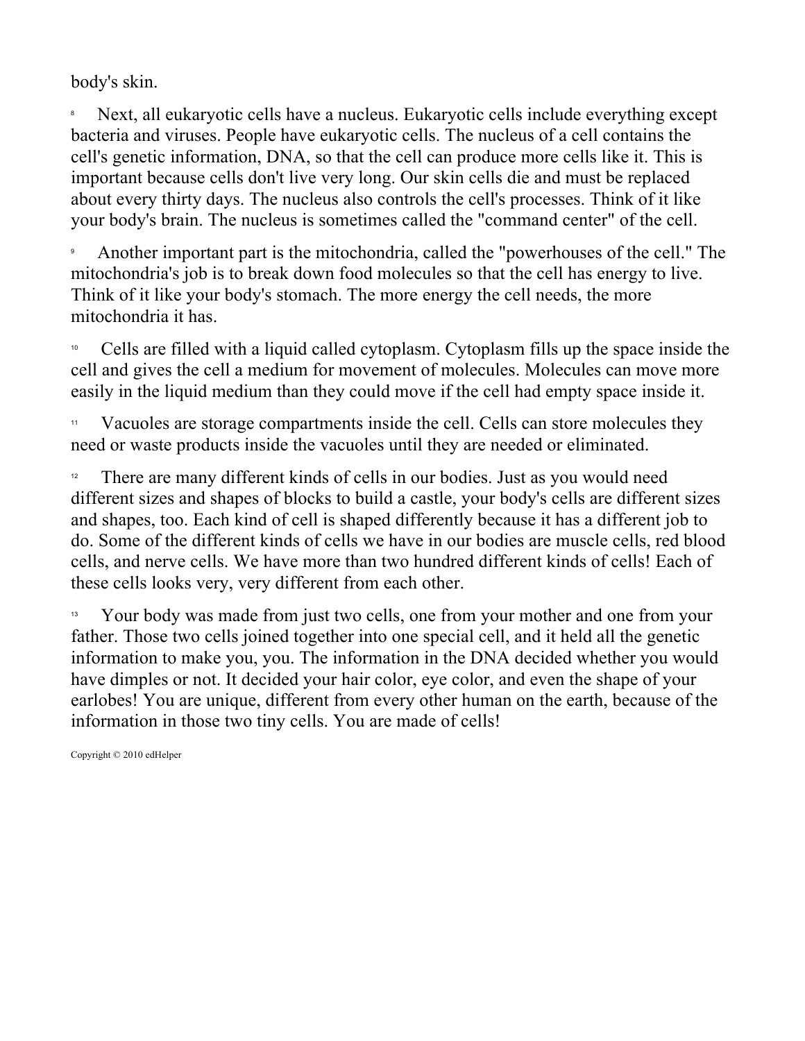body's skin.

8 Next, all eukaryotic cells have a nucleus. Eukaryotic cells include everything except bacteria and viruses. People have eukaryotic cells. The nucleus of a cell contains the cell's genetic information, DNA, so that the cell can produce more cells like it. This is important because cells don't live very long. Our skin cells die and must be replaced about every thirty days. The nucleus also controls the cell's processes. Think of it like your body's brain. The nucleus is sometimes called the "command center" of the cell.

9 Another important part is the mitochondria, called the "powerhouses of the cell." The mitochondria's job is to break down food molecules so that the cell has energy to live. Think of it like your body's stomach. The more energy the cell needs, the more mitochondria it has.

10 Cells are filled with a liquid called cytoplasm. Cytoplasm fills up the space inside the cell and gives the cell a medium for movement of molecules. Molecules can move more easily in the liquid medium than they could move if the cell had empty space inside it.

11 Vacuoles are storage compartments inside the cell. Cells can store molecules they need or waste products inside the vacuoles until they are needed or eliminated.

12 There are many different kinds of cells in our bodies. Just as you would need different sizes and shapes of blocks to build a castle, your body's cells are different sizes and shapes, too. Each kind of cell is shaped differently because it has a different job to do. Some of the different kinds of cells we have in our bodies are muscle cells, red blood cells, and nerve cells. We have more than two hundred different kinds of cells! Each of these cells looks very, very different from each other.

13 Your body was made from just two cells, one from your mother and one from your father. Those two cells joined together into one special cell, and it held all the genetic information to make you, you. The information in the DNA decided whether you would have dimples or not. It decided your hair color, eye color, and even the shape of your earlobes! You are unique, different from every other human on the earth, because of the information in those two tiny cells. You are made of cells!

Copyright © 2010 edHelper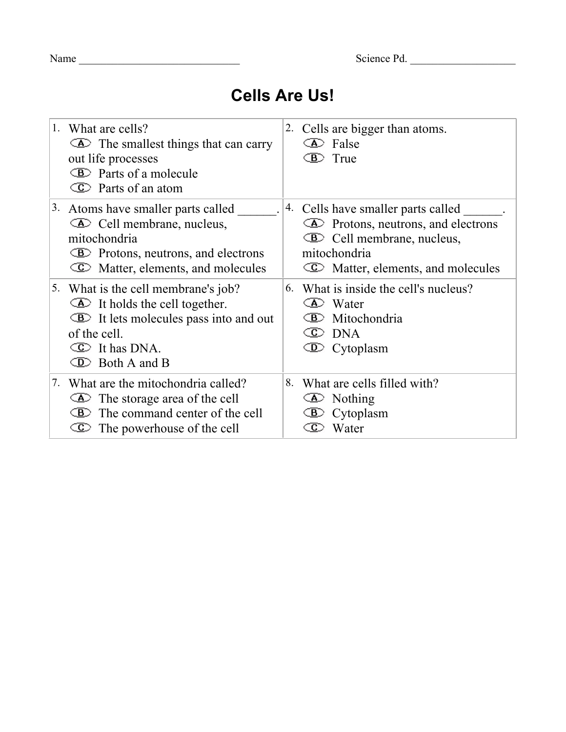Name ______________________________ Science Pd. ___________________

# Cells Are Us!

1. What are cells?
   - (A) The smallest things that can carry out life processes
   - (B) Parts of a molecule
   - (C) Parts of an atom

2. Cells are bigger than atoms.
   - (A) False
   - (B) True

3. Atoms have smaller parts called ______.
   - (A) Cell membrane, nucleus, mitochondria
   - (B) Protons, neutrons, and electrons
   - (C) Matter, elements, and molecules

4. Cells have smaller parts called ______.
   - (A) Protons, neutrons, and electrons
   - (B) Cell membrane, nucleus, mitochondria
   - (C) Matter, elements, and molecules

5. What is the cell membrane's job?
   - (A) It holds the cell together.
   - (B) It lets molecules pass into and out of the cell.
   - (C) It has DNA.
   - (D) Both A and B

6. What is inside the cell's nucleus?
   - (A) Water
   - (B) Mitochondria
   - (C) DNA
   - (D) Cytoplasm

7. What are the mitochondria called?
   - (A) The storage area of the cell
   - (B) The command center of the cell
   - (C) The powerhouse of the cell

8. What are cells filled with?
   - (A) Nothing
   - (B) Cytoplasm
   - (C) Water